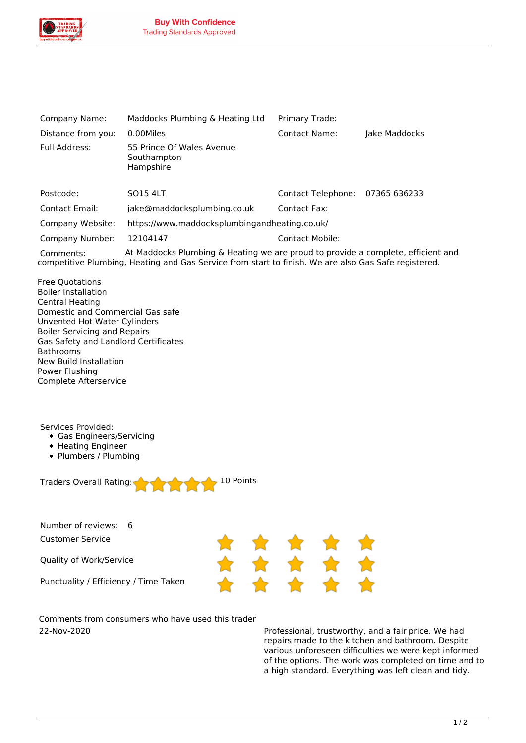**Buy With Confidence**
Trading Standards Approved

| | | | |
|---|---|---|---|
| Company Name: | Maddocks Plumbing & Heating Ltd | Primary Trade: | |
| Distance from you: | 0.00Miles | Contact Name: | Jake Maddocks |
| Full Address: | 55 Prince Of Wales Avenue<br>Southampton<br>Hampshire | | |
| Postcode: | SO15 4LT | Contact Telephone: | 07365 636233 |
| Contact Email: | jake@maddocksplumbing.co.uk | Contact Fax: | |
| Company Website: | https://www.maddocksplumbingandheating.co.uk/ | | |
| Company Number: | 12104147 | Contact Mobile: | |

Comments: At Maddocks Plumbing & Heating we are proud to provide a complete, efficient and competitive Plumbing, Heating and Gas Service from start to finish. We are also Gas Safe registered.

Free Quotations
Boiler Installation
Central Heating
Domestic and Commercial Gas safe
Unvented Hot Water Cylinders
Boiler Servicing and Repairs
Gas Safety and Landlord Certificates
Bathrooms
New Build Installation
Power Flushing
Complete Afterservice

Services Provided:

- Gas Engineers/Servicing
- Heating Engineer
- Plumbers / Plumbing

Traders Overall Rating: ★★★★★ 10 Points

Number of reviews: 6

| | |
|---|---|
| Customer Service | ★★★★★ |
| Quality of Work/Service | ★★★★★ |
| Punctuality / Efficiency / Time Taken | ★★★★★ |

Comments from consumers who have used this trader

| | |
|---|---|
| 22-Nov-2020 | Professional, trustworthy, and a fair price. We had repairs made to the kitchen and bathroom. Despite various unforeseen difficulties we were kept informed of the options. The work was completed on time and to a high standard. Everything was left clean and tidy. |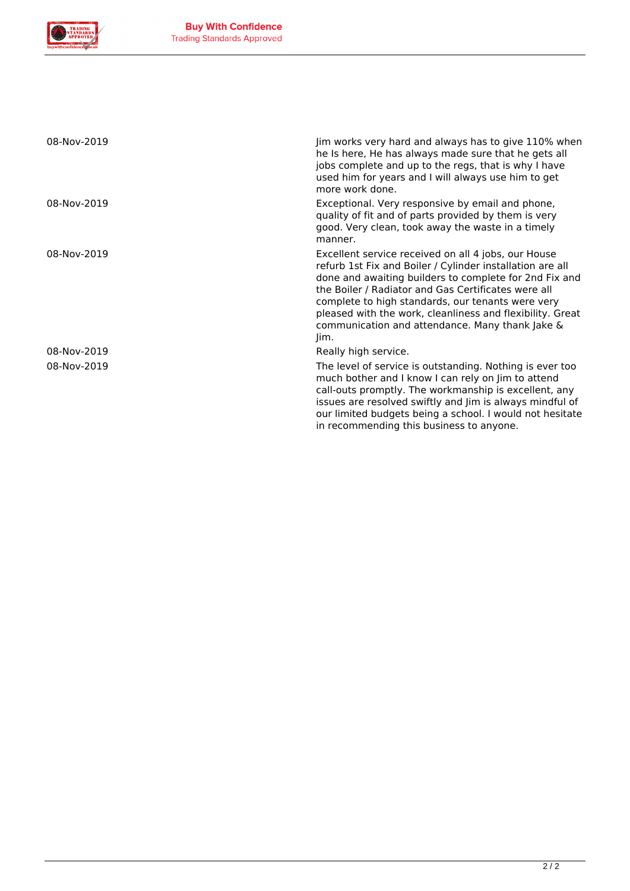| | |
|---|---|
| 08-Nov-2019 | Jim works very hard and always has to give 110% when he Is here, He has always made sure that he gets all jobs complete and up to the regs, that is why I have used him for years and I will always use him to get more work done. |
| 08-Nov-2019 | Exceptional. Very responsive by email and phone, quality of fit and of parts provided by them is very good. Very clean, took away the waste in a timely manner. |
| 08-Nov-2019 | Excellent service received on all 4 jobs, our House refurb 1st Fix and Boiler / Cylinder installation are all done and awaiting builders to complete for 2nd Fix and the Boiler / Radiator and Gas Certificates were all complete to high standards, our tenants were very pleased with the work, cleanliness and flexibility. Great communication and attendance. Many thank Jake & Jim. |
| 08-Nov-2019 | Really high service. |
| 08-Nov-2019 | The level of service is outstanding. Nothing is ever too much bother and I know I can rely on Jim to attend call-outs promptly. The workmanship is excellent, any issues are resolved swiftly and Jim is always mindful of our limited budgets being a school. I would not hesitate in recommending this business to anyone. |